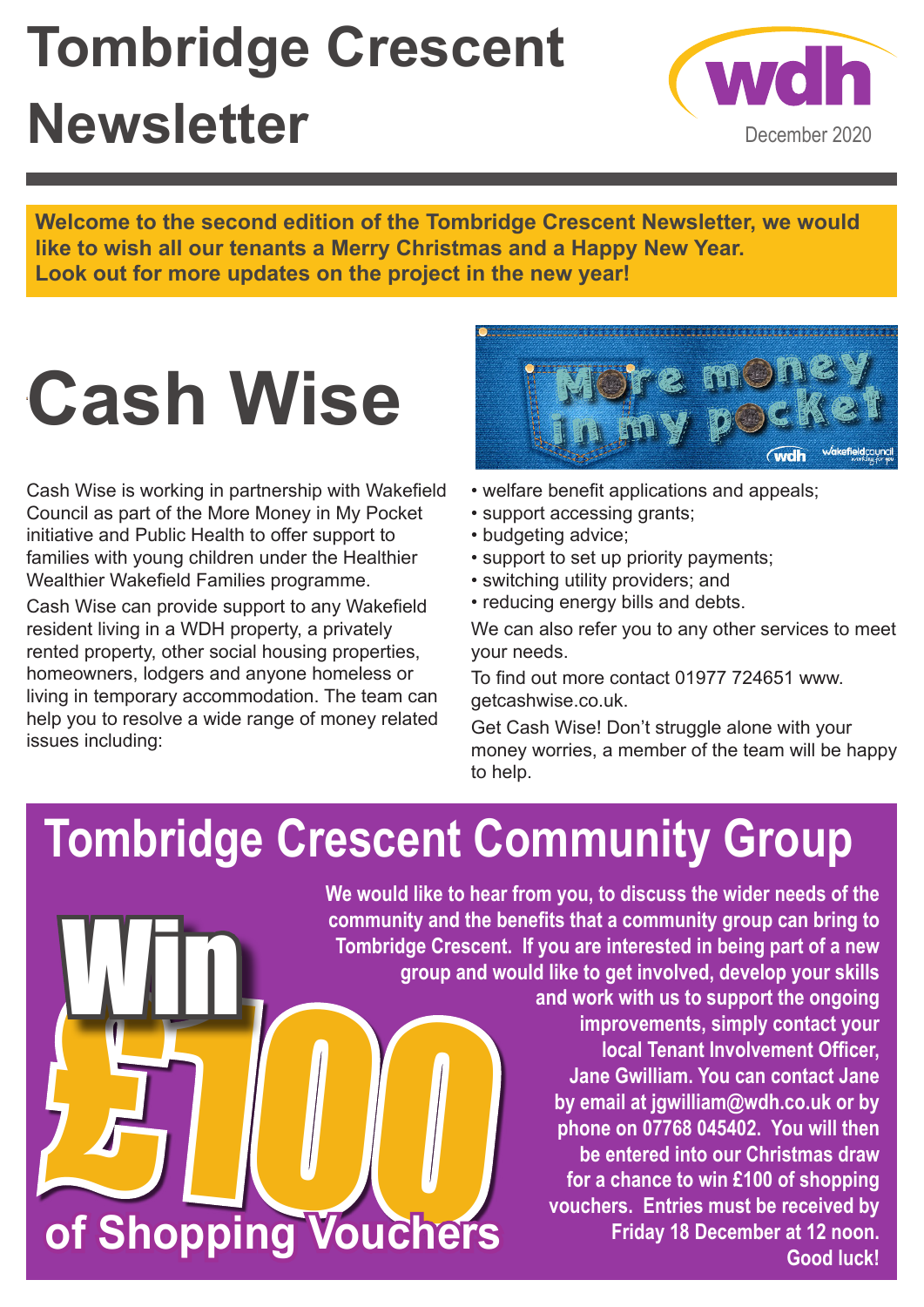# Tombridge Crescent Newsletter

December 2020

**Welcome to the second edition of the Tombridge Crescent Newsletter, we would like to wish all our tenants a Merry Christmas and a Happy New Year. Look out for more updates on the project in the new year!**

# Cash Wise

Cash Wise is working in partnership with Wakefield Council as part of the More Money in My Pocket initiative and Public Health to offer support to families with young children under the Healthier Wealthier Wakefield Families programme.

Cash Wise can provide support to any Wakefield resident living in a WDH property, a privately rented property, other social housing properties, homeowners, lodgers and anyone homeless or living in temporary accommodation. The team can help you to resolve a wide range of money related issues including:

- welfare benefit applications and appeals;
- support accessing grants;
- budgeting advice;
- support to set up priority payments;
- switching utility providers; and
- reducing energy bills and debts.

We can also refer you to any other services to meet your needs.

To find out more contact 01977 724651 www.getcashwise.co.uk.

Get Cash Wise! Don't struggle alone with your money worries, a member of the team will be happy to help.

# Tombridge Crescent Community Group

**Win £100 of Shopping Vouchers**

**We would like to hear from you, to discuss the wider needs of the community and the benefits that a community group can bring to Tombridge Crescent. If you are interested in being part of a new group and would like to get involved, develop your skills and work with us to support the ongoing improvements, simply contact your local Tenant Involvement Officer, Jane Gwilliam. You can contact Jane by email at jgwilliam@wdh.co.uk or by phone on 07768 045402. You will then be entered into our Christmas draw for a chance to win £100 of shopping vouchers. Entries must be received by Friday 18 December at 12 noon. Good luck!**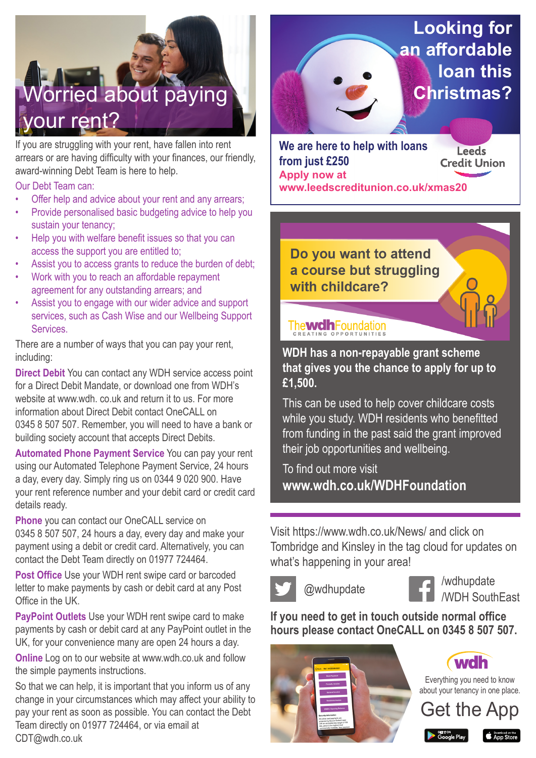# Worried about paying your rent?

If you are struggling with your rent, have fallen into rent arrears or are having difficulty with your finances, our friendly, award-winning Debt Team is here to help.

Our Debt Team can:

- Offer help and advice about your rent and any arrears;
- Provide personalised basic budgeting advice to help you sustain your tenancy;
- Help you with welfare benefit issues so that you can access the support you are entitled to;
- Assist you to access grants to reduce the burden of debt;
- Work with you to reach an affordable repayment agreement for any outstanding arrears; and
- Assist you to engage with our wider advice and support services, such as Cash Wise and our Wellbeing Support Services.

There are a number of ways that you can pay your rent, including:

**Direct Debit** You can contact any WDH service access point for a Direct Debit Mandate, or download one from WDH's website at www.wdh. co.uk and return it to us. For more information about Direct Debit contact OneCALL on 0345 8 507 507. Remember, you will need to have a bank or building society account that accepts Direct Debits.

**Automated Phone Payment Service** You can pay your rent using our Automated Telephone Payment Service, 24 hours a day, every day. Simply ring us on 0344 9 020 900. Have your rent reference number and your debit card or credit card details ready.

**Phone** you can contact our OneCALL service on 0345 8 507 507, 24 hours a day, every day and make your payment using a debit or credit card. Alternatively, you can contact the Debt Team directly on 01977 724464.

**Post Office** Use your WDH rent swipe card or barcoded letter to make payments by cash or debit card at any Post Office in the UK.

**PayPoint Outlets** Use your WDH rent swipe card to make payments by cash or debit card at any PayPoint outlet in the UK, for your convenience many are open 24 hours a day.

**Online** Log on to our website at www.wdh.co.uk and follow the simple payments instructions.

So that we can help, it is important that you inform us of any change in your circumstances which may affect your ability to pay your rent as soon as possible. You can contact the Debt Team directly on 01977 724464, or via email at CDT@wdh.co.uk

## Looking for an affordable loan this Christmas?

**We are here to help with loans from just £250**

**Apply now at www.leedscreditunion.co.uk/xmas20**

Leeds Credit Union

## Do you want to attend a course but struggling with childcare?

The wdh Foundation
CREATING OPPORTUNITIES

**WDH has a non-repayable grant scheme that gives you the chance to apply for up to £1,500.**

This can be used to help cover childcare costs while you study. WDH residents who benefitted from funding in the past said the grant improved their job opportunities and wellbeing.

To find out more visit
**www.wdh.co.uk/WDHFoundation**

Visit https://www.wdh.co.uk/News/ and click on Tombridge and Kinsley in the tag cloud for updates on what's happening in your area!

@wdhupdate

/wdhupdate
/WDH SouthEast

**If you need to get in touch outside normal office hours please contact OneCALL on 0345 8 507 507.**

wdh

Everything you need to know about your tenancy in one place.

## Get the App

Google Play | App Store